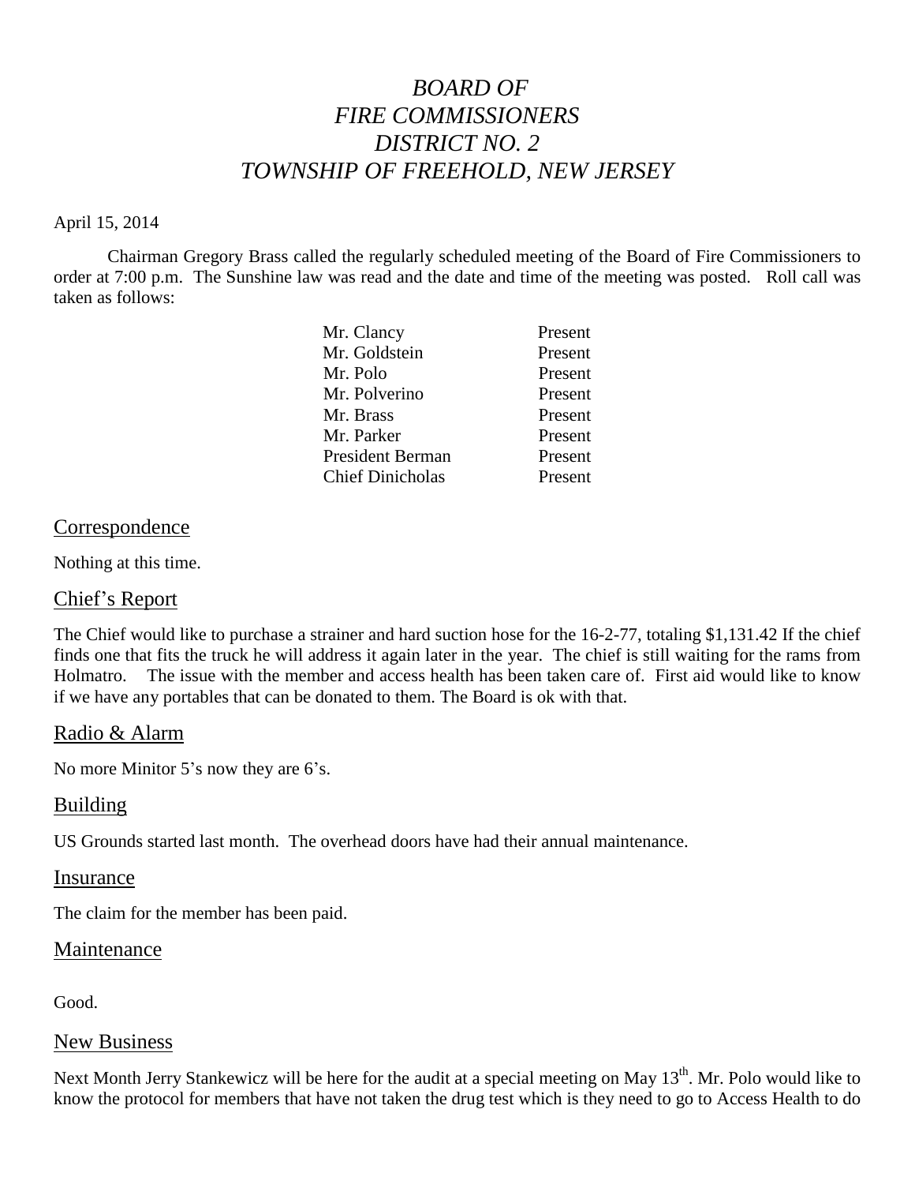// BOARD OF
// FIRE COMMISSIONERS
// DISTRICT NO. 2
// TOWNSHIP OF FREEHOLD, NEW JERSEY

# *BOARD OF FIRE COMMISSIONERS DISTRICT NO. 2 TOWNSHIP OF FREEHOLD, NEW JERSEY*

April 15, 2014

Chairman Gregory Brass called the regularly scheduled meeting of the Board of Fire Commissioners to order at 7:00 p.m. The Sunshine law was read and the date and time of the meeting was posted. Roll call was taken as follows:

| | |
|---|---|
| Mr. Clancy | Present |
| Mr. Goldstein | Present |
| Mr. Polo | Present |
| Mr. Polverino | Present |
| Mr. Brass | Present |
| Mr. Parker | Present |
| President Berman | Present |
| Chief Dinicholas | Present |

## Correspondence

Nothing at this time.

## Chief's Report

The Chief would like to purchase a strainer and hard suction hose for the 16-2-77, totaling $1,131.42 If the chief finds one that fits the truck he will address it again later in the year. The chief is still waiting for the rams from Holmatro. The issue with the member and access health has been taken care of. First aid would like to know if we have any portables that can be donated to them. The Board is ok with that.

## Radio & Alarm

No more Minitor 5's now they are 6's.

## Building

US Grounds started last month. The overhead doors have had their annual maintenance.

## Insurance

The claim for the member has been paid.

## Maintenance

Good.

## New Business

Next Month Jerry Stankewicz will be here for the audit at a special meeting on May 13th. Mr. Polo would like to know the protocol for members that have not taken the drug test which is they need to go to Access Health to do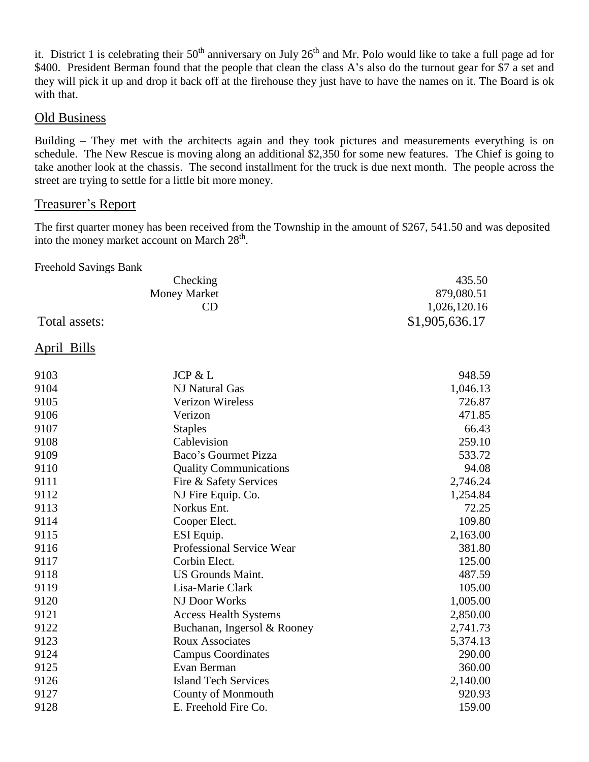it. District 1 is celebrating their 50th anniversary on July 26th and Mr. Polo would like to take a full page ad for $400. President Berman found that the people that clean the class A's also do the turnout gear for $7 a set and they will pick it up and drop it back off at the firehouse they just have to have the names on it. The Board is ok with that.

## Old Business

Building – They met with the architects again and they took pictures and measurements everything is on schedule. The New Rescue is moving along an additional $2,350 for some new features. The Chief is going to take another look at the chassis. The second installment for the truck is due next month. The people across the street are trying to settle for a little bit more money.

## Treasurer's Report

The first quarter money has been received from the Township in the amount of $267, 541.50 and was deposited into the money market account on March 28th.

Freehold Savings Bank

| | | |
|---|---|---|
| | Checking | 435.50 |
| | Money Market | 879,080.51 |
| | CD | 1,026,120.16 |
| Total assets: | | $1,905,636.17 |

## April Bills

| | | |
|---|---|---|
| 9103 | JCP & L | 948.59 |
| 9104 | NJ Natural Gas | 1,046.13 |
| 9105 | Verizon Wireless | 726.87 |
| 9106 | Verizon | 471.85 |
| 9107 | Staples | 66.43 |
| 9108 | Cablevision | 259.10 |
| 9109 | Baco's Gourmet Pizza | 533.72 |
| 9110 | Quality Communications | 94.08 |
| 9111 | Fire & Safety Services | 2,746.24 |
| 9112 | NJ Fire Equip. Co. | 1,254.84 |
| 9113 | Norkus Ent. | 72.25 |
| 9114 | Cooper Elect. | 109.80 |
| 9115 | ESI Equip. | 2,163.00 |
| 9116 | Professional Service Wear | 381.80 |
| 9117 | Corbin Elect. | 125.00 |
| 9118 | US Grounds Maint. | 487.59 |
| 9119 | Lisa-Marie Clark | 105.00 |
| 9120 | NJ Door Works | 1,005.00 |
| 9121 | Access Health Systems | 2,850.00 |
| 9122 | Buchanan, Ingersol & Rooney | 2,741.73 |
| 9123 | Roux Associates | 5,374.13 |
| 9124 | Campus Coordinates | 290.00 |
| 9125 | Evan Berman | 360.00 |
| 9126 | Island Tech Services | 2,140.00 |
| 9127 | County of Monmouth | 920.93 |
| 9128 | E. Freehold Fire Co. | 159.00 |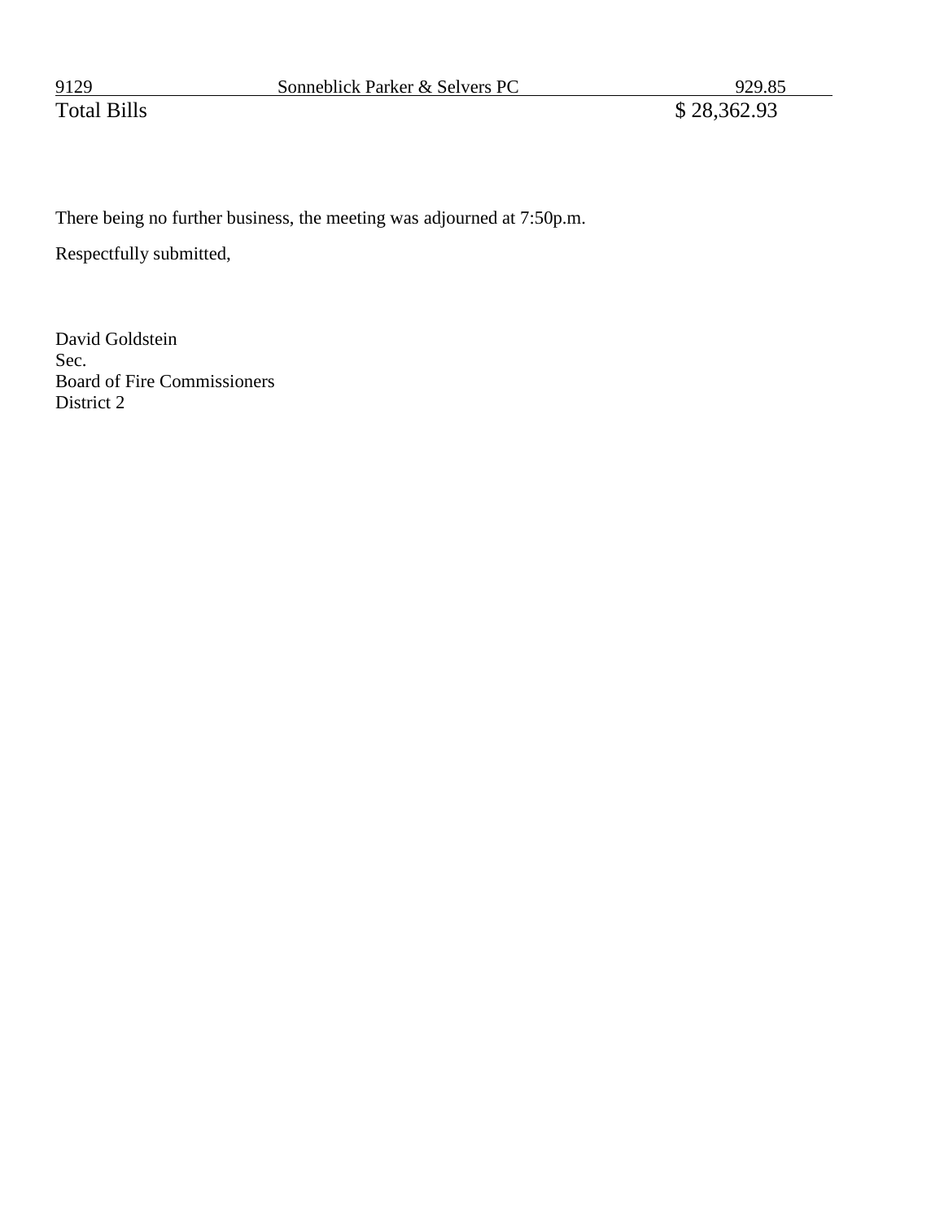| | | |
|---|---|---|
| 9129 | Sonneblick Parker & Selvers PC | 929.85 |
| Total Bills | | $ 28,362.93 |

There being no further business, the meeting was adjourned at 7:50p.m.

Respectfully submitted,

David Goldstein
Sec.
Board of Fire Commissioners
District 2